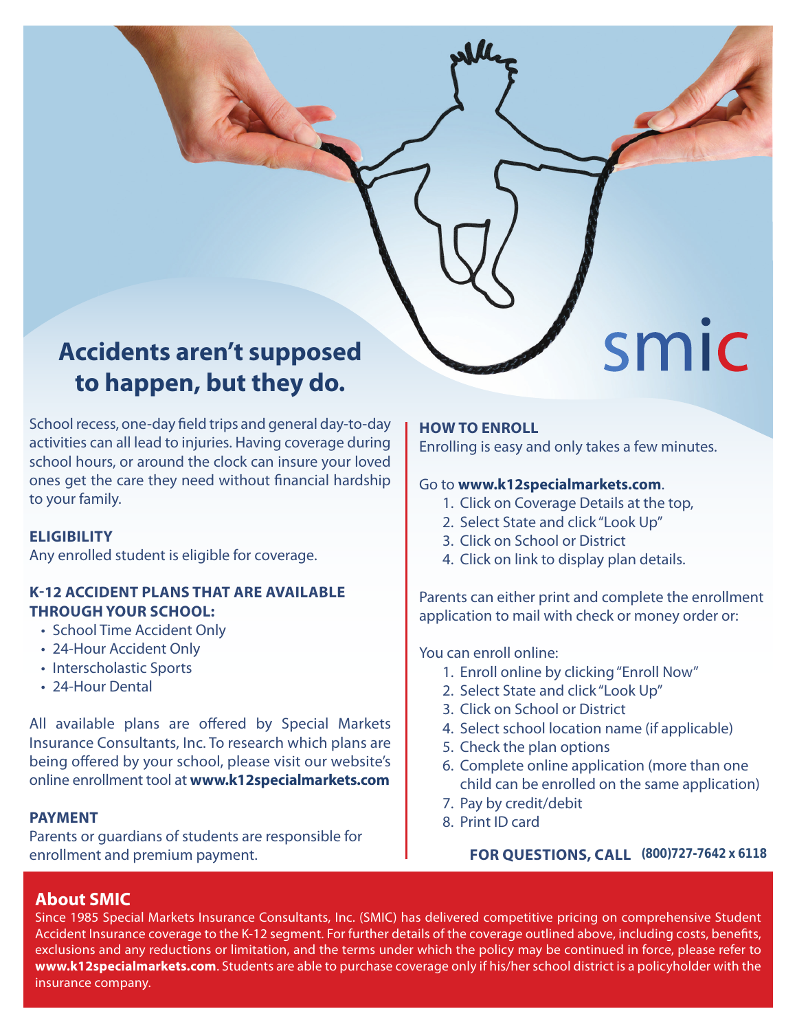smic

# Accidents aren't supposed to happen, but they do.

School recess, one-day field trips and general day-to-day activities can all lead to injuries. Having coverage during school hours, or around the clock can insure your loved ones get the care they need without financial hardship to your family.

### ELIGIBILITY

Any enrolled student is eligible for coverage.

### K-12 ACCIDENT PLANS THAT ARE AVAILABLE THROUGH YOUR SCHOOL:

- School Time Accident Only
- 24-Hour Accident Only
- Interscholastic Sports
- 24-Hour Dental

All available plans are offered by Special Markets Insurance Consultants, Inc. To research which plans are being offered by your school, please visit our website's online enrollment tool at **www.k12specialmarkets.com**

### PAYMENT

Parents or guardians of students are responsible for enrollment and premium payment.

### HOW TO ENROLL

Enrolling is easy and only takes a few minutes.

Go to **www.k12specialmarkets.com**.

1. Click on Coverage Details at the top,
2. Select State and click "Look Up"
3. Click on School or District
4. Click on link to display plan details.

Parents can either print and complete the enrollment application to mail with check or money order or:

You can enroll online:

1. Enroll online by clicking "Enroll Now"
2. Select State and click "Look Up"
3. Click on School or District
4. Select school location name (if applicable)
5. Check the plan options
6. Complete online application (more than one child can be enrolled on the same application)
7. Pay by credit/debit
8. Print ID card

**FOR QUESTIONS, CALL (800)727-7642 x 6118**

## About SMIC

Since 1985 Special Markets Insurance Consultants, Inc. (SMIC) has delivered competitive pricing on comprehensive Student Accident Insurance coverage to the K-12 segment. For further details of the coverage outlined above, including costs, benefits, exclusions and any reductions or limitation, and the terms under which the policy may be continued in force, please refer to **www.k12specialmarkets.com**. Students are able to purchase coverage only if his/her school district is a policyholder with the insurance company.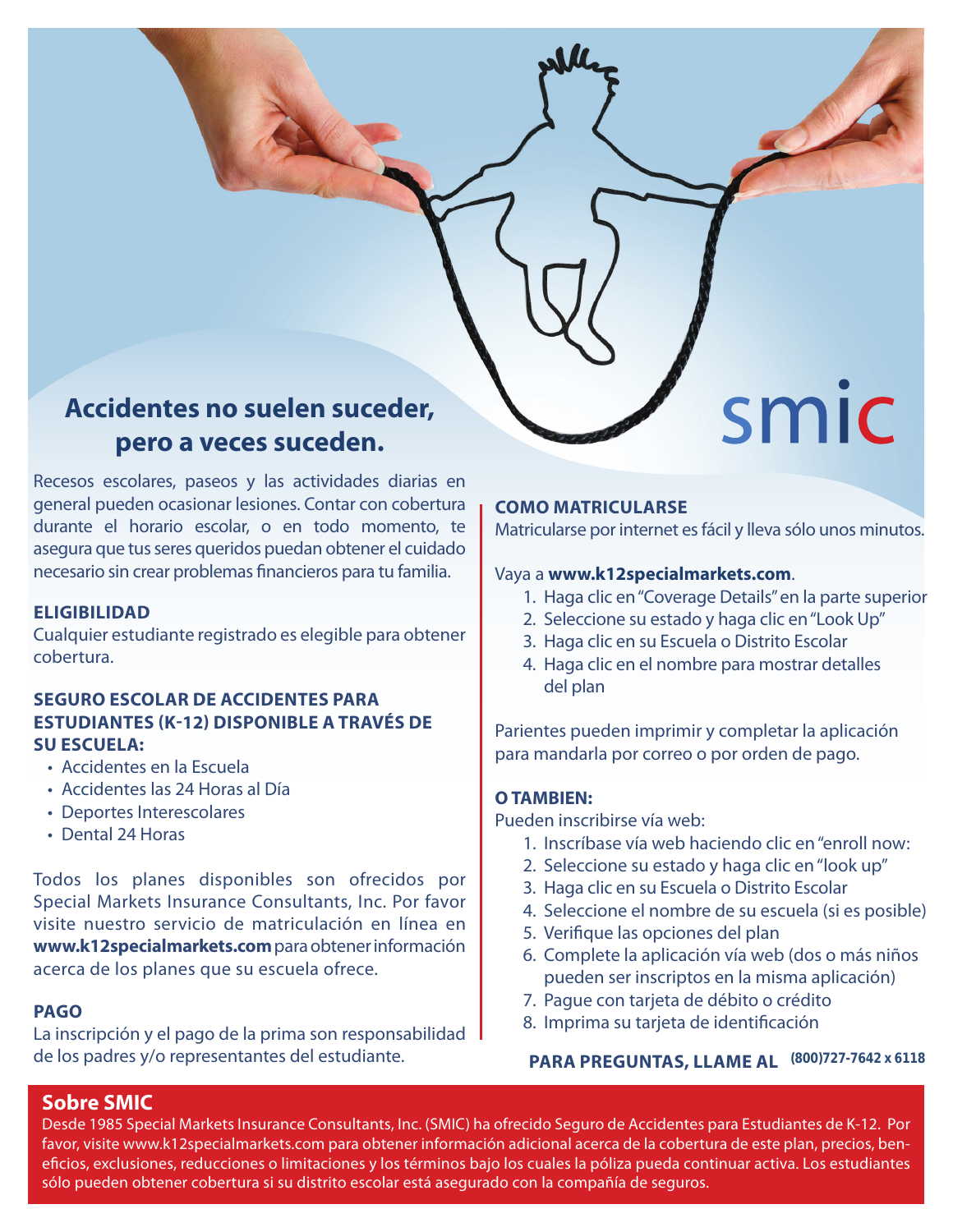smic

# Accidentes no suelen suceder, pero a veces suceden.

Recesos escolares, paseos y las actividades diarias en general pueden ocasionar lesiones. Contar con cobertura durante el horario escolar, o en todo momento, te asegura que tus seres queridos puedan obtener el cuidado necesario sin crear problemas financieros para tu familia.

## ELIGIBILIDAD

Cualquier estudiante registrado es elegible para obtener cobertura.

## SEGURO ESCOLAR DE ACCIDENTES PARA ESTUDIANTES (K-12) DISPONIBLE A TRAVÉS DE SU ESCUELA:

- Accidentes en la Escuela
- Accidentes las 24 Horas al Día
- Deportes Interescolares
- Dental 24 Horas

Todos los planes disponibles son ofrecidos por Special Markets Insurance Consultants, Inc. Por favor visite nuestro servicio de matriculación en línea en **www.k12specialmarkets.com** para obtener información acerca de los planes que su escuela ofrece.

## PAGO

La inscripción y el pago de la prima son responsabilidad de los padres y/o representantes del estudiante.

## COMO MATRICULARSE

Matricularse por internet es fácil y lleva sólo unos minutos.

Vaya a **www.k12specialmarkets.com**.

1. Haga clic en "Coverage Details" en la parte superior
2. Seleccione su estado y haga clic en "Look Up"
3. Haga clic en su Escuela o Distrito Escolar
4. Haga clic en el nombre para mostrar detalles del plan

Parientes pueden imprimir y completar la aplicación para mandarla por correo o por orden de pago.

## O TAMBIEN:

Pueden inscribirse vía web:

1. Inscríbase vía web haciendo clic en "enroll now:
2. Seleccione su estado y haga clic en "look up"
3. Haga clic en su Escuela o Distrito Escolar
4. Seleccione el nombre de su escuela (si es posible)
5. Verifique las opciones del plan
6. Complete la aplicación vía web (dos o más niños pueden ser inscriptos en la misma aplicación)
7. Pague con tarjeta de débito o crédito
8. Imprima su tarjeta de identificación

**PARA PREGUNTAS, LLAME AL (800)727-7642 x 6118**

## Sobre SMIC

Desde 1985 Special Markets Insurance Consultants, Inc. (SMIC) ha ofrecido Seguro de Accidentes para Estudiantes de K-12. Por favor, visite www.k12specialmarkets.com para obtener información adicional acerca de la cobertura de este plan, precios, beneficios, exclusiones, reducciones o limitaciones y los términos bajo los cuales la póliza pueda continuar activa. Los estudiantes sólo pueden obtener cobertura si su distrito escolar está asegurado con la compañía de seguros.